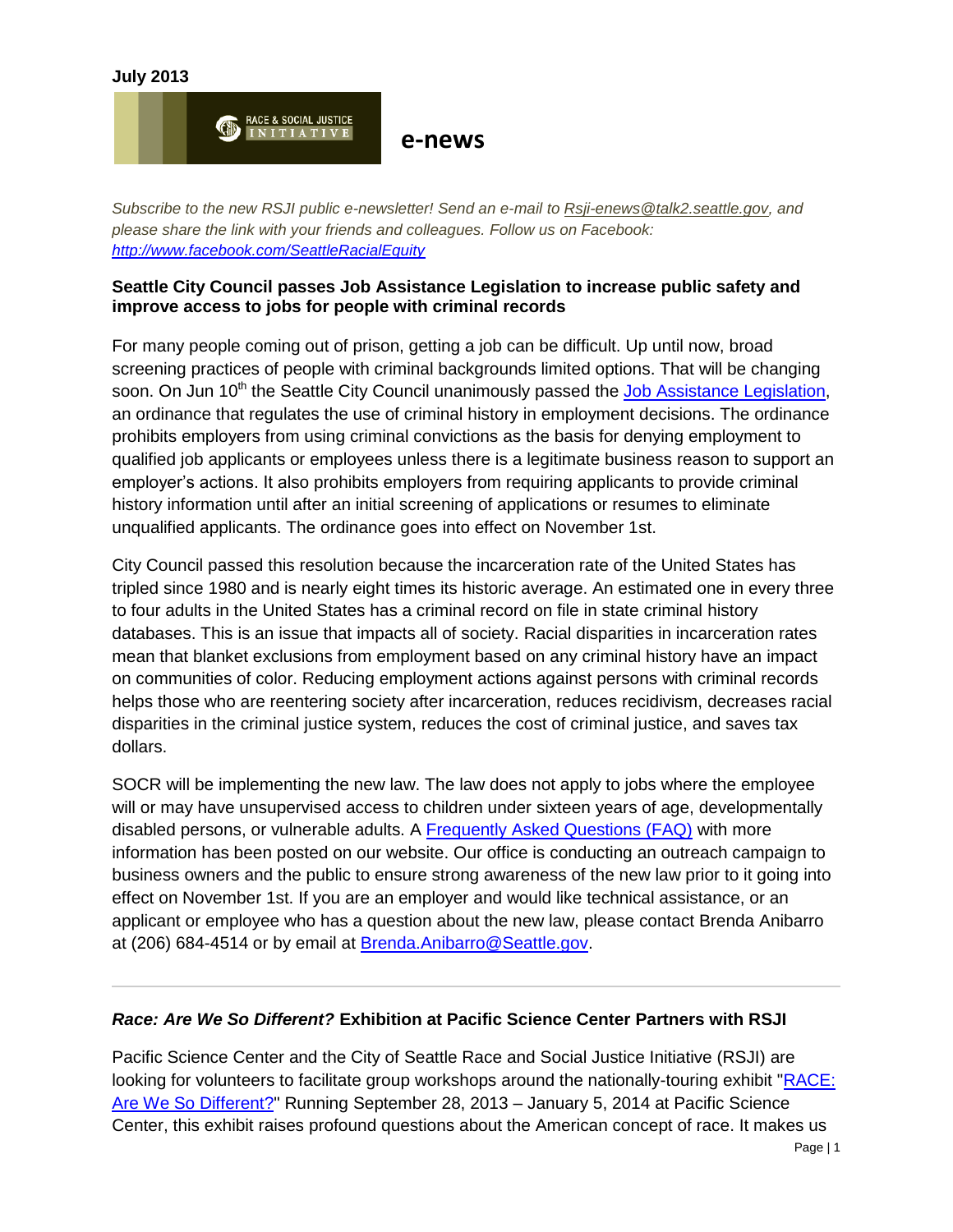**July 2013**

RACE & SOCIAL JUSTICE INITIATIVE **e-news**

*Subscribe to the new RSJI public e-newsletter! Send an e-mail to Rsji-enews@talk2.seattle.gov, and please share the link with your friends and colleagues. Follow us on Facebook: http://www.facebook.com/SeattleRacialEquity*

**Seattle City Council passes Job Assistance Legislation to increase public safety and improve access to jobs for people with criminal records**

For many people coming out of prison, getting a job can be difficult. Up until now, broad screening practices of people with criminal backgrounds limited options. That will be changing soon. On Jun 10th the Seattle City Council unanimously passed the Job Assistance Legislation, an ordinance that regulates the use of criminal history in employment decisions. The ordinance prohibits employers from using criminal convictions as the basis for denying employment to qualified job applicants or employees unless there is a legitimate business reason to support an employer's actions. It also prohibits employers from requiring applicants to provide criminal history information until after an initial screening of applications or resumes to eliminate unqualified applicants. The ordinance goes into effect on November 1st.

City Council passed this resolution because the incarceration rate of the United States has tripled since 1980 and is nearly eight times its historic average. An estimated one in every three to four adults in the United States has a criminal record on file in state criminal history databases. This is an issue that impacts all of society. Racial disparities in incarceration rates mean that blanket exclusions from employment based on any criminal history have an impact on communities of color. Reducing employment actions against persons with criminal records helps those who are reentering society after incarceration, reduces recidivism, decreases racial disparities in the criminal justice system, reduces the cost of criminal justice, and saves tax dollars.

SOCR will be implementing the new law. The law does not apply to jobs where the employee will or may have unsupervised access to children under sixteen years of age, developmentally disabled persons, or vulnerable adults. A Frequently Asked Questions (FAQ) with more information has been posted on our website. Our office is conducting an outreach campaign to business owners and the public to ensure strong awareness of the new law prior to it going into effect on November 1st. If you are an employer and would like technical assistance, or an applicant or employee who has a question about the new law, please contact Brenda Anibarro at (206) 684-4514 or by email at Brenda.Anibarro@Seattle.gov.

---

***Race: Are We So Different?*** **Exhibition at Pacific Science Center Partners with RSJI**

Pacific Science Center and the City of Seattle Race and Social Justice Initiative (RSJI) are looking for volunteers to facilitate group workshops around the nationally-touring exhibit "RACE: Are We So Different?" Running September 28, 2013 – January 5, 2014 at Pacific Science Center, this exhibit raises profound questions about the American concept of race. It makes us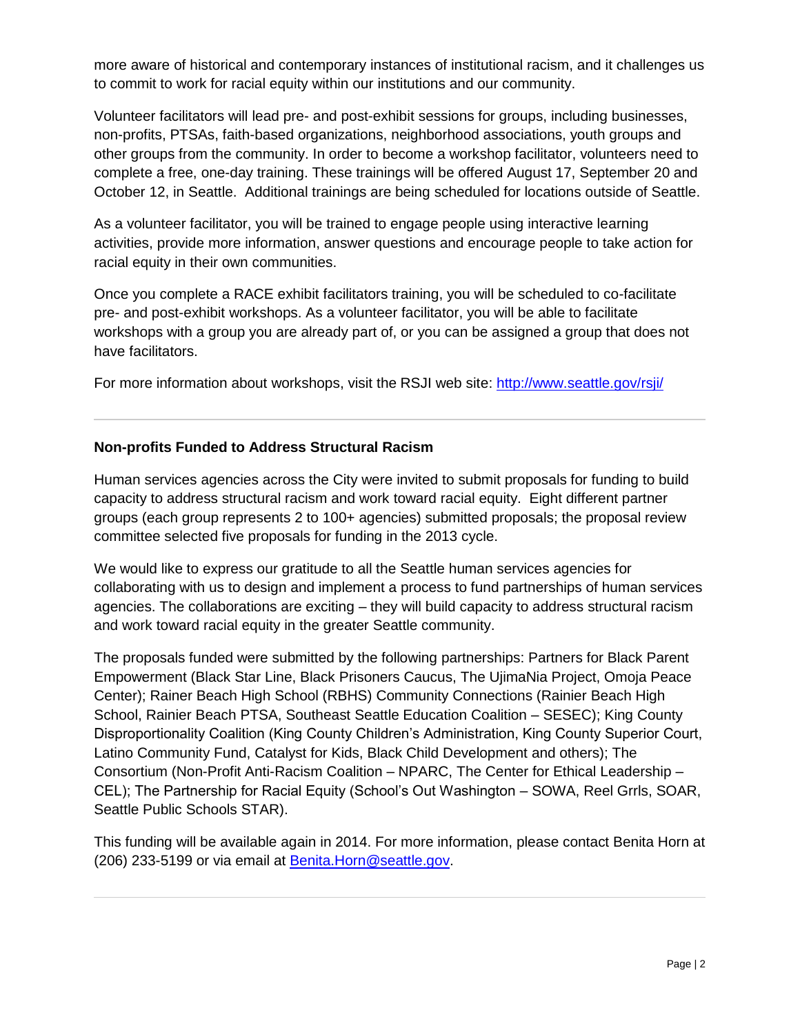more aware of historical and contemporary instances of institutional racism, and it challenges us to commit to work for racial equity within our institutions and our community.

Volunteer facilitators will lead pre- and post-exhibit sessions for groups, including businesses, non-profits, PTSAs, faith-based organizations, neighborhood associations, youth groups and other groups from the community. In order to become a workshop facilitator, volunteers need to complete a free, one-day training. These trainings will be offered August 17, September 20 and October 12, in Seattle. Additional trainings are being scheduled for locations outside of Seattle.

As a volunteer facilitator, you will be trained to engage people using interactive learning activities, provide more information, answer questions and encourage people to take action for racial equity in their own communities.

Once you complete a RACE exhibit facilitators training, you will be scheduled to co-facilitate pre- and post-exhibit workshops. As a volunteer facilitator, you will be able to facilitate workshops with a group you are already part of, or you can be assigned a group that does not have facilitators.

For more information about workshops, visit the RSJI web site: [http://www.seattle.gov/rsji/](http://www.seattle.gov/rsji/)

---

**Non-profits Funded to Address Structural Racism**

Human services agencies across the City were invited to submit proposals for funding to build capacity to address structural racism and work toward racial equity. Eight different partner groups (each group represents 2 to 100+ agencies) submitted proposals; the proposal review committee selected five proposals for funding in the 2013 cycle.

We would like to express our gratitude to all the Seattle human services agencies for collaborating with us to design and implement a process to fund partnerships of human services agencies. The collaborations are exciting – they will build capacity to address structural racism and work toward racial equity in the greater Seattle community.

The proposals funded were submitted by the following partnerships: Partners for Black Parent Empowerment (Black Star Line, Black Prisoners Caucus, The UjimaNia Project, Omoja Peace Center); Rainer Beach High School (RBHS) Community Connections (Rainier Beach High School, Rainier Beach PTSA, Southeast Seattle Education Coalition – SESEC); King County Disproportionality Coalition (King County Children's Administration, King County Superior Court, Latino Community Fund, Catalyst for Kids, Black Child Development and others); The Consortium (Non-Profit Anti-Racism Coalition – NPARC, The Center for Ethical Leadership – CEL); The Partnership for Racial Equity (School's Out Washington – SOWA, Reel Grrls, SOAR, Seattle Public Schools STAR).

This funding will be available again in 2014. For more information, please contact Benita Horn at (206) 233-5199 or via email at [Benita.Horn@seattle.gov](mailto:Benita.Horn@seattle.gov).

---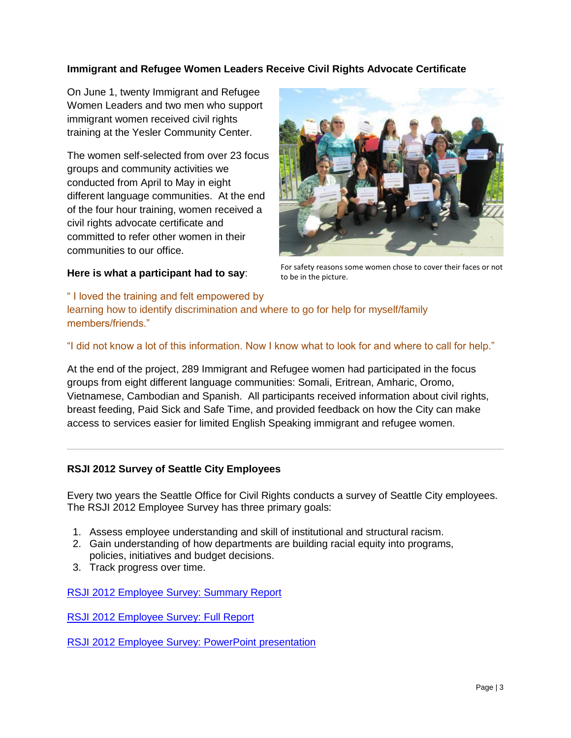**Immigrant and Refugee Women Leaders Receive Civil Rights Advocate Certificate**

On June 1, twenty Immigrant and Refugee Women Leaders and two men who support immigrant women received civil rights training at the Yesler Community Center.

The women self-selected from over 23 focus groups and community activities we conducted from April to May in eight different language communities. At the end of the four hour training, women received a civil rights advocate certificate and committed to refer other women in their communities to our office.

For safety reasons some women chose to cover their faces or not to be in the picture.

**Here is what a participant had to say**:

" I loved the training and felt empowered by learning how to identify discrimination and where to go for help for myself/family members/friends."

"I did not know a lot of this information. Now I know what to look for and where to call for help."

At the end of the project, 289 Immigrant and Refugee women had participated in the focus groups from eight different language communities: Somali, Eritrean, Amharic, Oromo, Vietnamese, Cambodian and Spanish. All participants received information about civil rights, breast feeding, Paid Sick and Safe Time, and provided feedback on how the City can make access to services easier for limited English Speaking immigrant and refugee women.

---

**RSJI 2012 Survey of Seattle City Employees**

Every two years the Seattle Office for Civil Rights conducts a survey of Seattle City employees. The RSJI 2012 Employee Survey has three primary goals:

1. Assess employee understanding and skill of institutional and structural racism.
2. Gain understanding of how departments are building racial equity into programs, policies, initiatives and budget decisions.
3. Track progress over time.

RSJI 2012 Employee Survey: Summary Report

RSJI 2012 Employee Survey: Full Report

RSJI 2012 Employee Survey: PowerPoint presentation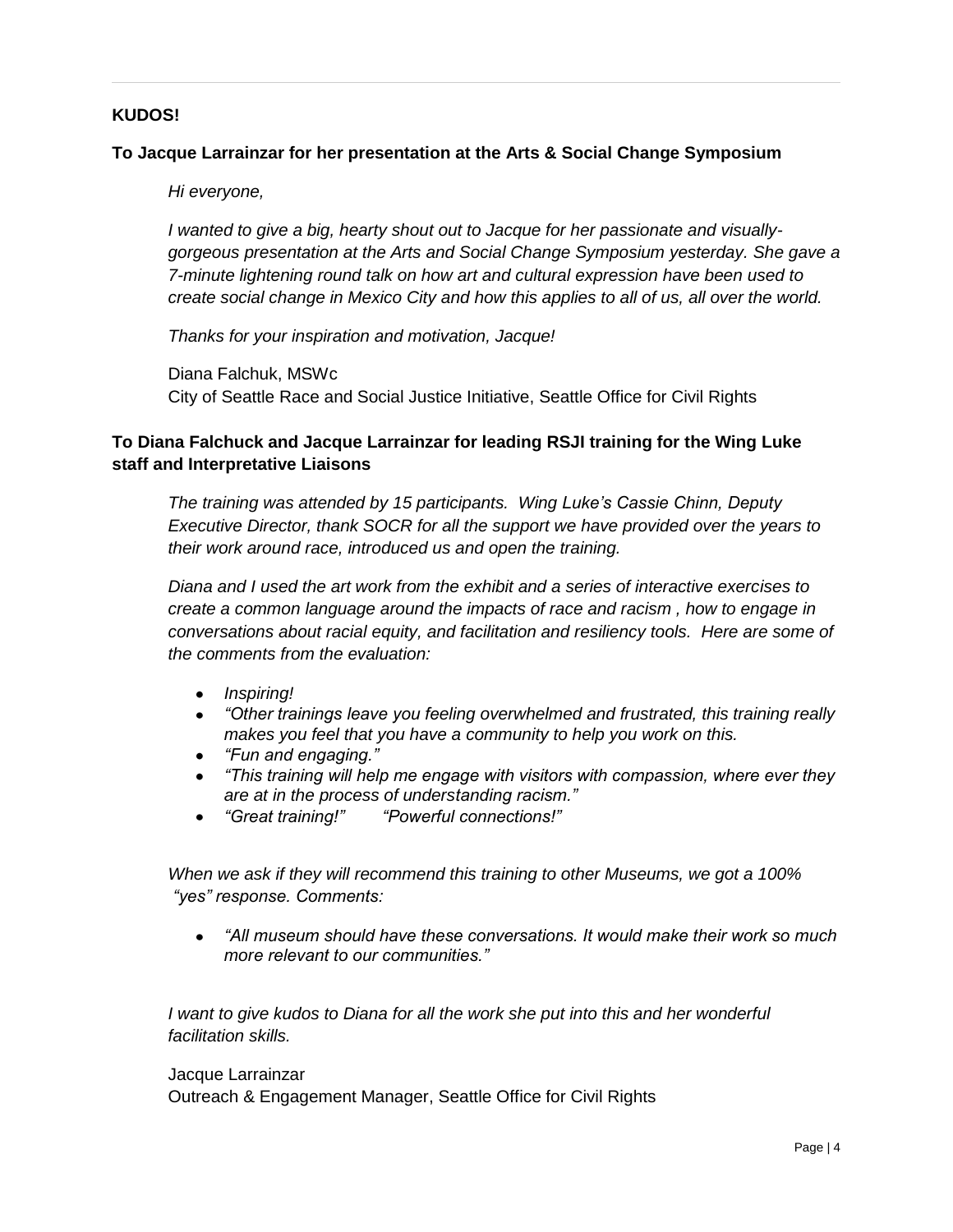**KUDOS!**

**To Jacque Larrainzar for her presentation at the Arts & Social Change Symposium**

*Hi everyone,*

*I wanted to give a big, hearty shout out to Jacque for her passionate and visually-gorgeous presentation at the Arts and Social Change Symposium yesterday. She gave a 7-minute lightening round talk on how art and cultural expression have been used to create social change in Mexico City and how this applies to all of us, all over the world.*

*Thanks for your inspiration and motivation, Jacque!*

Diana Falchuk, MSWc
City of Seattle Race and Social Justice Initiative, Seattle Office for Civil Rights

**To Diana Falchuck and Jacque Larrainzar for leading RSJI training for the Wing Luke staff and Interpretative Liaisons**

*The training was attended by 15 participants. Wing Luke's Cassie Chinn, Deputy Executive Director, thank SOCR for all the support we have provided over the years to their work around race, introduced us and open the training.*

*Diana and I used the art work from the exhibit and a series of interactive exercises to create a common language around the impacts of race and racism , how to engage in conversations about racial equity, and facilitation and resiliency tools. Here are some of the comments from the evaluation:*

- *Inspiring!*
- *"Other trainings leave you feeling overwhelmed and frustrated, this training really makes you feel that you have a community to help you work on this.*
- *"Fun and engaging."*
- *"This training will help me engage with visitors with compassion, where ever they are at in the process of understanding racism."*
- *"Great training!" "Powerful connections!"*

*When we ask if they will recommend this training to other Museums, we got a 100% "yes" response. Comments:*

- *"All museum should have these conversations. It would make their work so much more relevant to our communities."*

*I want to give kudos to Diana for all the work she put into this and her wonderful facilitation skills.*

Jacque Larrainzar
Outreach & Engagement Manager, Seattle Office for Civil Rights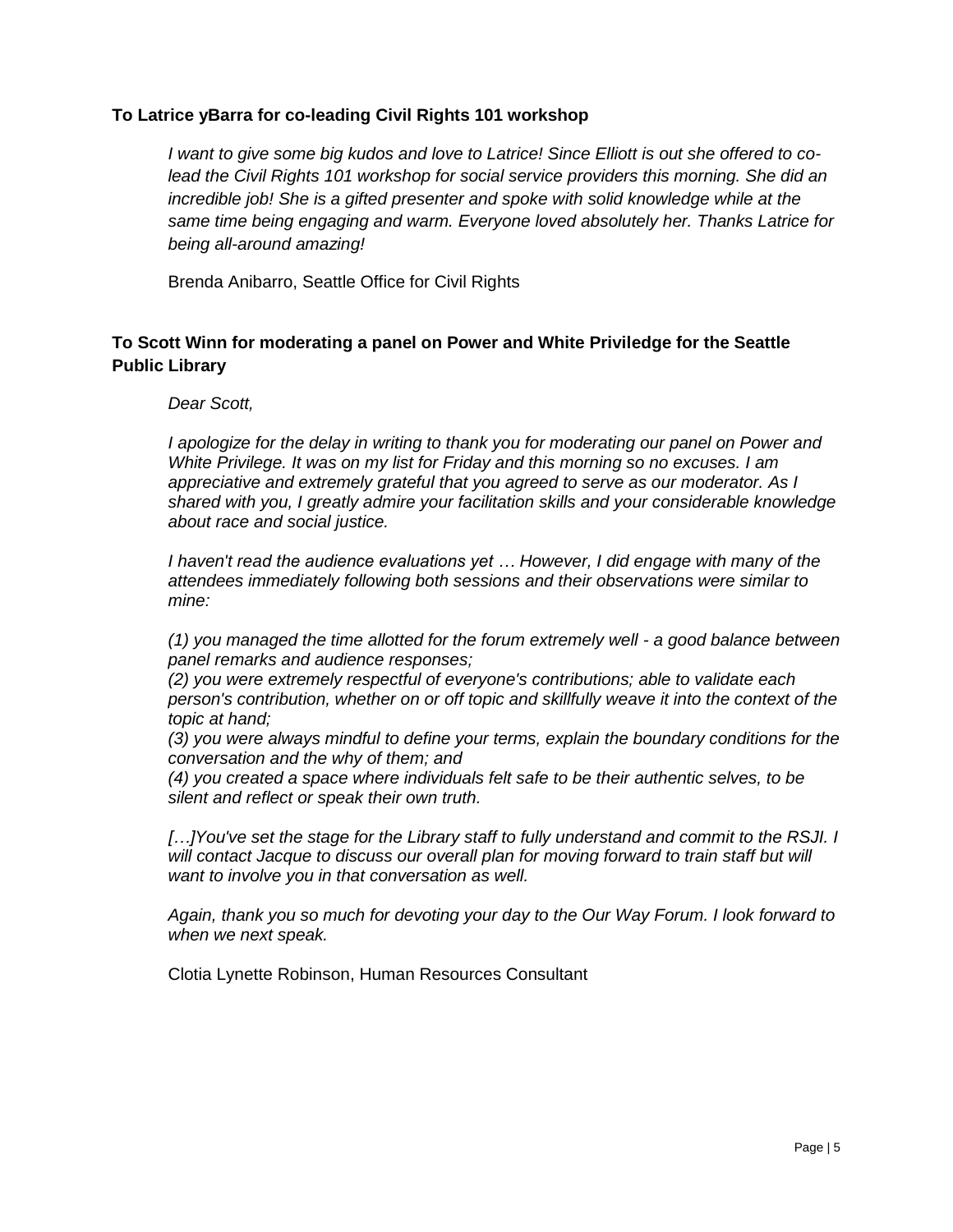**To Latrice yBarra for co-leading Civil Rights 101 workshop**

*I want to give some big kudos and love to Latrice! Since Elliott is out she offered to co-lead the Civil Rights 101 workshop for social service providers this morning. She did an incredible job! She is a gifted presenter and spoke with solid knowledge while at the same time being engaging and warm. Everyone loved absolutely her. Thanks Latrice for being all-around amazing!*

Brenda Anibarro, Seattle Office for Civil Rights

**To Scott Winn for moderating a panel on Power and White Priviledge for the Seattle Public Library**

*Dear Scott,*

*I apologize for the delay in writing to thank you for moderating our panel on Power and White Privilege. It was on my list for Friday and this morning so no excuses. I am appreciative and extremely grateful that you agreed to serve as our moderator. As I shared with you, I greatly admire your facilitation skills and your considerable knowledge about race and social justice.*

*I haven't read the audience evaluations yet … However, I did engage with many of the attendees immediately following both sessions and their observations were similar to mine:*

*(1) you managed the time allotted for the forum extremely well - a good balance between panel remarks and audience responses;*
*(2) you were extremely respectful of everyone's contributions; able to validate each person's contribution, whether on or off topic and skillfully weave it into the context of the topic at hand;*
*(3) you were always mindful to define your terms, explain the boundary conditions for the conversation and the why of them; and*
*(4) you created a space where individuals felt safe to be their authentic selves, to be silent and reflect or speak their own truth.*

*[…]You've set the stage for the Library staff to fully understand and commit to the RSJI. I will contact Jacque to discuss our overall plan for moving forward to train staff but will want to involve you in that conversation as well.*

*Again, thank you so much for devoting your day to the Our Way Forum. I look forward to when we next speak.*

Clotia Lynette Robinson, Human Resources Consultant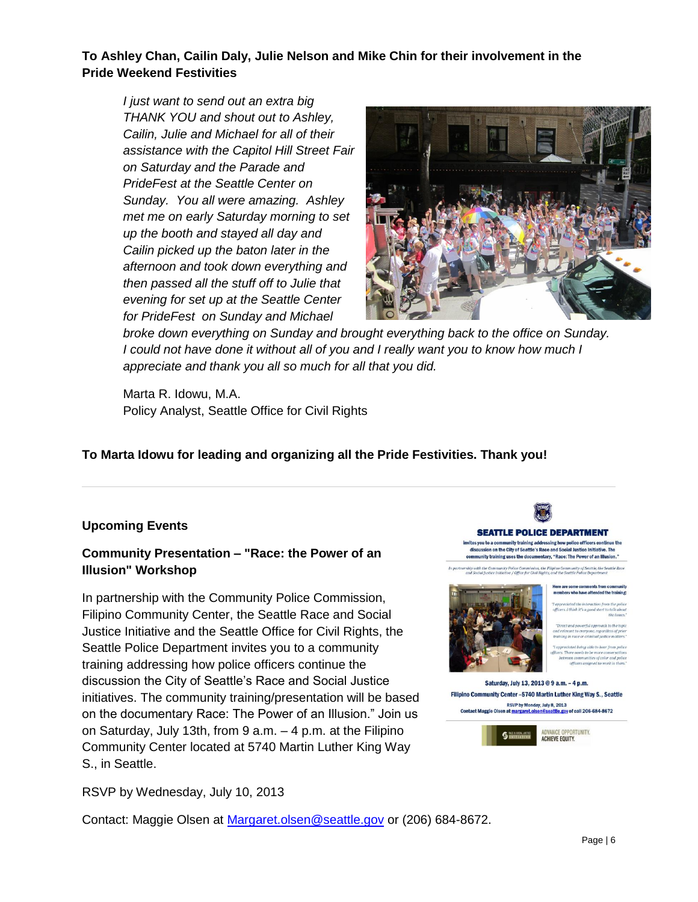**To Ashley Chan, Cailin Daly, Julie Nelson and Mike Chin for their involvement in the Pride Weekend Festivities**

*I just want to send out an extra big THANK YOU and shout out to Ashley, Cailin, Julie and Michael for all of their assistance with the Capitol Hill Street Fair on Saturday and the Parade and PrideFest at the Seattle Center on Sunday. You all were amazing. Ashley met me on early Saturday morning to set up the booth and stayed all day and Cailin picked up the baton later in the afternoon and took down everything and then passed all the stuff off to Julie that evening for set up at the Seattle Center for PrideFest on Sunday and Michael broke down everything on Sunday and brought everything back to the office on Sunday. I could not have done it without all of you and I really want you to know how much I appreciate and thank you all so much for all that you did.*

Marta R. Idowu, M.A.
Policy Analyst, Seattle Office for Civil Rights

**To Marta Idowu for leading and organizing all the Pride Festivities. Thank you!**

---

**Upcoming Events**

**Community Presentation – "Race: the Power of an Illusion" Workshop**

In partnership with the Community Police Commission, Filipino Community Center, the Seattle Race and Social Justice Initiative and the Seattle Office for Civil Rights, the Seattle Police Department invites you to a community training addressing how police officers continue the discussion the City of Seattle's Race and Social Justice initiatives. The community training/presentation will be based on the documentary Race: The Power of an Illusion." Join us on Saturday, July 13th, from 9 a.m. – 4 p.m. at the Filipino Community Center located at 5740 Martin Luther King Way S., in Seattle.

RSVP by Wednesday, July 10, 2013

Contact: Maggie Olsen at [Margaret.olsen@seattle.gov](mailto:Margaret.olsen@seattle.gov) or (206) 684-8672.